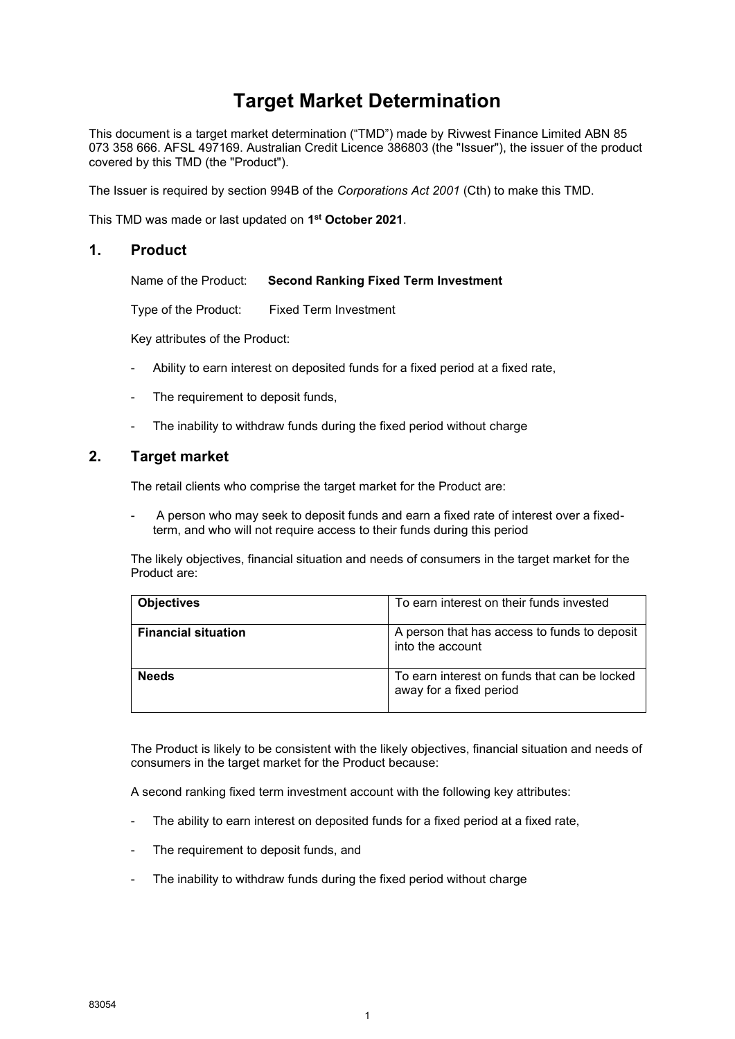# Target Market Determination

This document is a target market determination ("TMD") made by Rivwest Finance Limited ABN 85 073 358 666. AFSL 497169. Australian Credit Licence 386803 (the "Issuer"), the issuer of the product covered by this TMD (the "Product").

The Issuer is required by section 994B of the *Corporations Act 2001* (Cth) to make this TMD.

This TMD was made or last updated on **1st October 2021**.

## 1. Product

Name of the Product: **Second Ranking Fixed Term Investment**

Type of the Product: Fixed Term Investment

Key attributes of the Product:

- Ability to earn interest on deposited funds for a fixed period at a fixed rate,
- The requirement to deposit funds,
- The inability to withdraw funds during the fixed period without charge

## 2. Target market

The retail clients who comprise the target market for the Product are:

- A person who may seek to deposit funds and earn a fixed rate of interest over a fixed-term, and who will not require access to their funds during this period

The likely objectives, financial situation and needs of consumers in the target market for the Product are:

| | |
|---|---|
| **Objectives** | To earn interest on their funds invested |
| **Financial situation** | A person that has access to funds to deposit into the account |
| **Needs** | To earn interest on funds that can be locked away for a fixed period |

The Product is likely to be consistent with the likely objectives, financial situation and needs of consumers in the target market for the Product because:

A second ranking fixed term investment account with the following key attributes:

- The ability to earn interest on deposited funds for a fixed period at a fixed rate,
- The requirement to deposit funds, and
- The inability to withdraw funds during the fixed period without charge

83054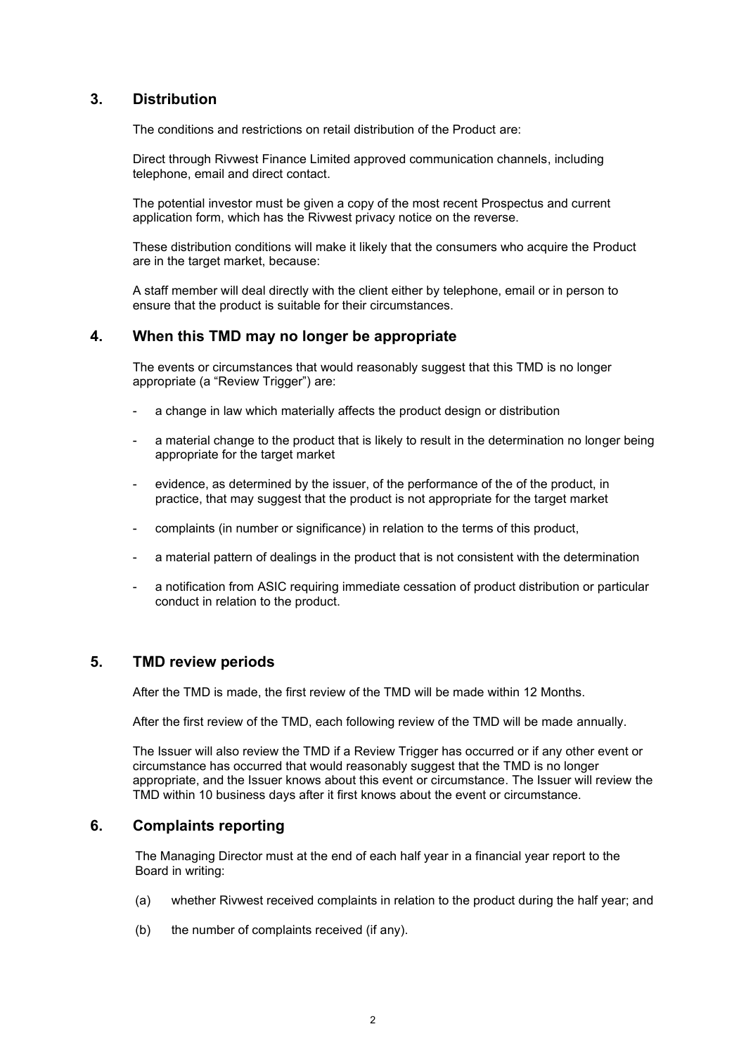## 3. Distribution

The conditions and restrictions on retail distribution of the Product are:

Direct through Rivwest Finance Limited approved communication channels, including telephone, email and direct contact.

The potential investor must be given a copy of the most recent Prospectus and current application form, which has the Rivwest privacy notice on the reverse.

These distribution conditions will make it likely that the consumers who acquire the Product are in the target market, because:

A staff member will deal directly with the client either by telephone, email or in person to ensure that the product is suitable for their circumstances.

## 4. When this TMD may no longer be appropriate

The events or circumstances that would reasonably suggest that this TMD is no longer appropriate (a "Review Trigger") are:

- a change in law which materially affects the product design or distribution
- a material change to the product that is likely to result in the determination no longer being appropriate for the target market
- evidence, as determined by the issuer, of the performance of the of the product, in practice, that may suggest that the product is not appropriate for the target market
- complaints (in number or significance) in relation to the terms of this product,
- a material pattern of dealings in the product that is not consistent with the determination
- a notification from ASIC requiring immediate cessation of product distribution or particular conduct in relation to the product.

## 5. TMD review periods

After the TMD is made, the first review of the TMD will be made within 12 Months.

After the first review of the TMD, each following review of the TMD will be made annually.

The Issuer will also review the TMD if a Review Trigger has occurred or if any other event or circumstance has occurred that would reasonably suggest that the TMD is no longer appropriate, and the Issuer knows about this event or circumstance. The Issuer will review the TMD within 10 business days after it first knows about the event or circumstance.

## 6. Complaints reporting

The Managing Director must at the end of each half year in a financial year report to the Board in writing:

(a) whether Rivwest received complaints in relation to the product during the half year; and

(b) the number of complaints received (if any).